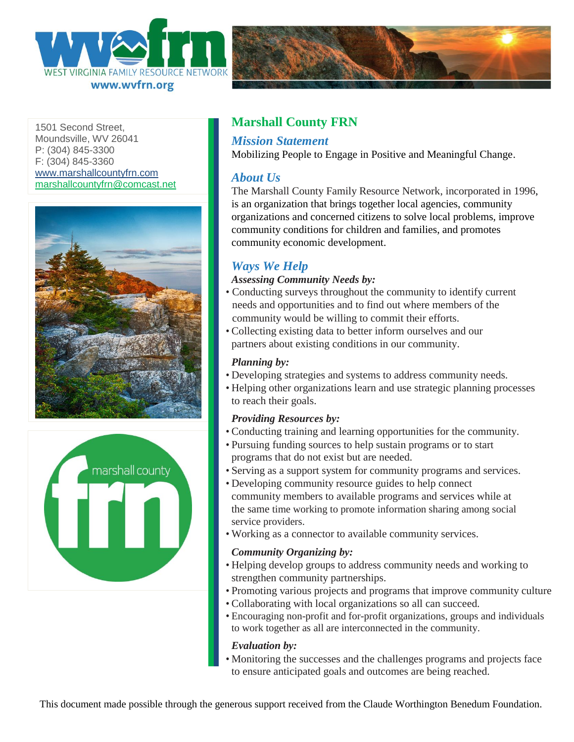WEST VIRGINIA FAMILY RESOURCE NETWORK
www.wvfrn.org

1501 Second Street,
Moundsville, WV 26041
P: (304) 845-3300
F: (304) 845-3360
www.marshallcountyfrn.com
marshallcountyfrn@comcast.net

# Marshall County FRN

## *Mission Statement*

Mobilizing People to Engage in Positive and Meaningful Change.

## *About Us*

The Marshall County Family Resource Network, incorporated in 1996, is an organization that brings together local agencies, community organizations and concerned citizens to solve local problems, improve community conditions for children and families, and promotes community economic development.

## *Ways We Help*

***Assessing Community Needs by:***

- Conducting surveys throughout the community to identify current needs and opportunities and to find out where members of the community would be willing to commit their efforts.
- Collecting existing data to better inform ourselves and our partners about existing conditions in our community.

***Planning by:***

- Developing strategies and systems to address community needs.
- Helping other organizations learn and use strategic planning processes to reach their goals.

***Providing Resources by:***

- Conducting training and learning opportunities for the community.
- Pursuing funding sources to help sustain programs or to start programs that do not exist but are needed.
- Serving as a support system for community programs and services.
- Developing community resource guides to help connect community members to available programs and services while at the same time working to promote information sharing among social service providers.
- Working as a connector to available community services.

***Community Organizing by:***

- Helping develop groups to address community needs and working to strengthen community partnerships.
- Promoting various projects and programs that improve community culture
- Collaborating with local organizations so all can succeed.
- Encouraging non-profit and for-profit organizations, groups and individuals to work together as all are interconnected in the community.

***Evaluation by:***

- Monitoring the successes and the challenges programs and projects face to ensure anticipated goals and outcomes are being reached.

This document made possible through the generous support received from the Claude Worthington Benedum Foundation.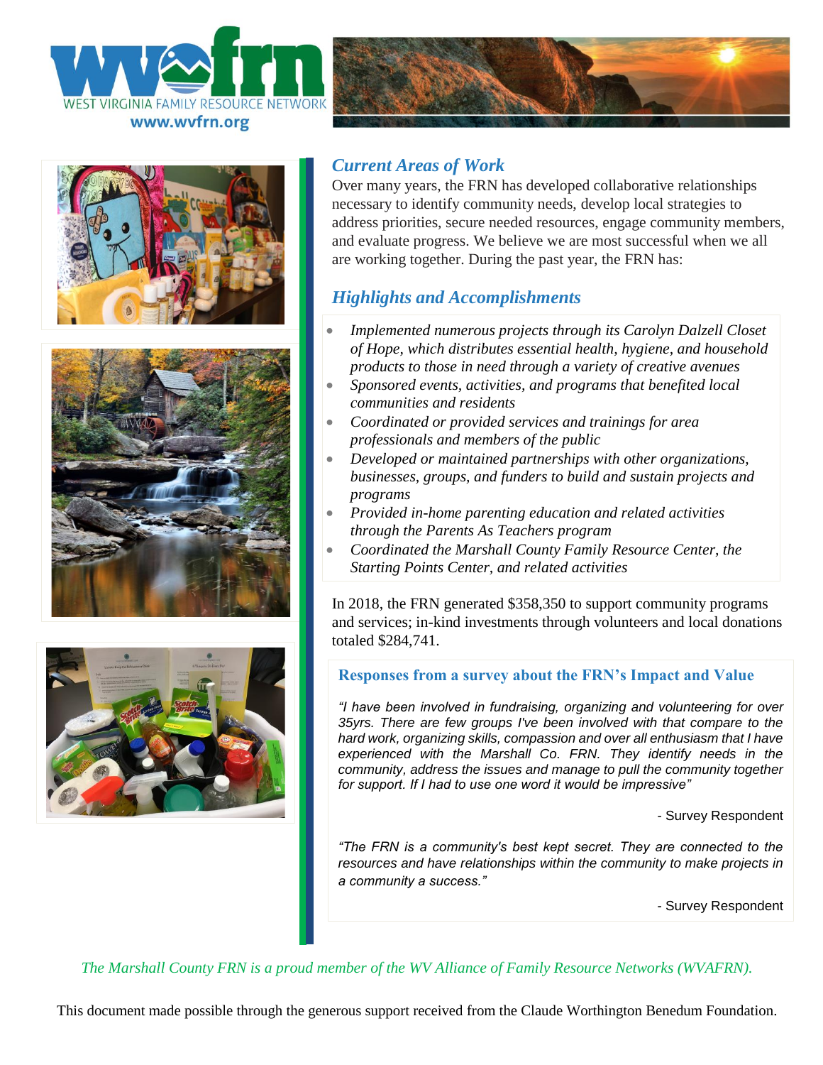WEST VIRGINIA FAMILY RESOURCE NETWORK
www.wvfrn.org

## *Current Areas of Work*

Over many years, the FRN has developed collaborative relationships necessary to identify community needs, develop local strategies to address priorities, secure needed resources, engage community members, and evaluate progress. We believe we are most successful when we all are working together. During the past year, the FRN has:

## *Highlights and Accomplishments*

- *Implemented numerous projects through its Carolyn Dalzell Closet of Hope, which distributes essential health, hygiene, and household products to those in need through a variety of creative avenues*
- *Sponsored events, activities, and programs that benefited local communities and residents*
- *Coordinated or provided services and trainings for area professionals and members of the public*
- *Developed or maintained partnerships with other organizations, businesses, groups, and funders to build and sustain projects and programs*
- *Provided in-home parenting education and related activities through the Parents As Teachers program*
- *Coordinated the Marshall County Family Resource Center, the Starting Points Center, and related activities*

In 2018, the FRN generated $358,350 to support community programs and services; in-kind investments through volunteers and local donations totaled $284,741.

### Responses from a survey about the FRN's Impact and Value

*"I have been involved in fundraising, organizing and volunteering for over 35yrs. There are few groups I've been involved with that compare to the hard work, organizing skills, compassion and over all enthusiasm that I have experienced with the Marshall Co. FRN. They identify needs in the community, address the issues and manage to pull the community together for support. If I had to use one word it would be impressive"*

- Survey Respondent

*"The FRN is a community's best kept secret. They are connected to the resources and have relationships within the community to make projects in a community a success."*

- Survey Respondent

*The Marshall County FRN is a proud member of the WV Alliance of Family Resource Networks (WVAFRN).*

This document made possible through the generous support received from the Claude Worthington Benedum Foundation.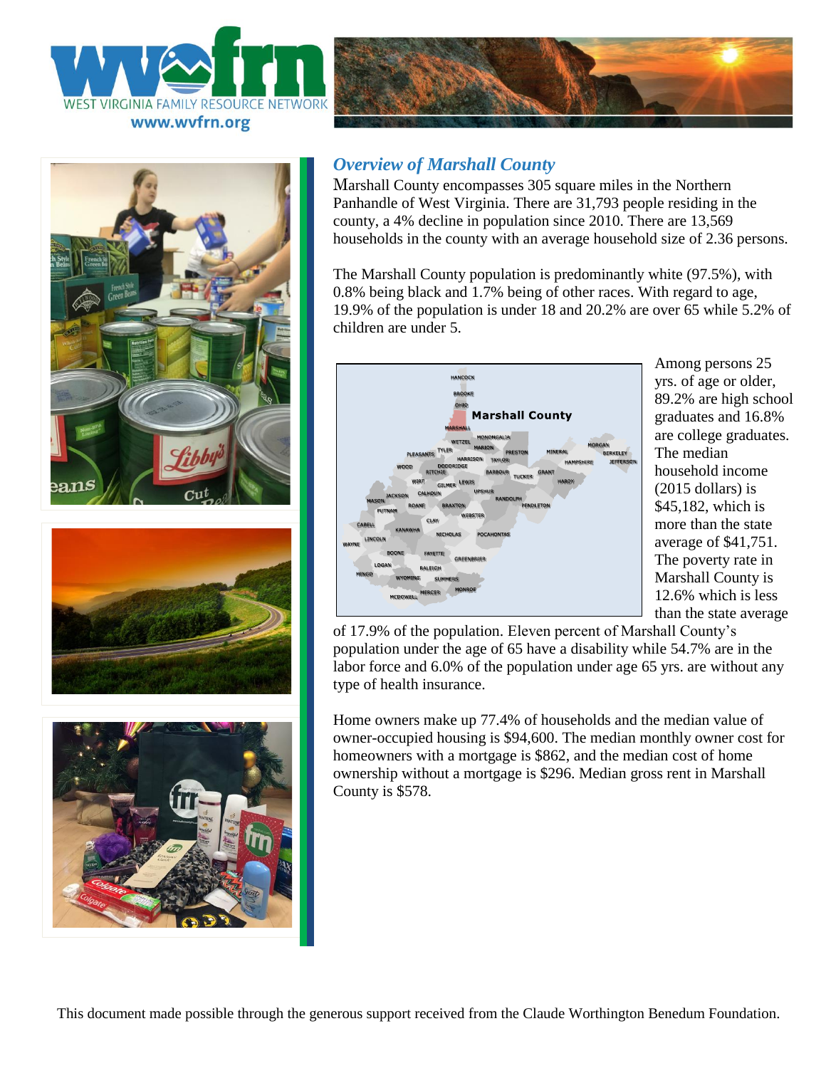## *Overview of Marshall County*

Marshall County encompasses 305 square miles in the Northern Panhandle of West Virginia. There are 31,793 people residing in the county, a 4% decline in population since 2010. There are 13,569 households in the county with an average household size of 2.36 persons.

The Marshall County population is predominantly white (97.5%), with 0.8% being black and 1.7% being of other races. With regard to age, 19.9% of the population is under 18 and 20.2% are over 65 while 5.2% of children are under 5.

Among persons 25 yrs. of age or older, 89.2% are high school graduates and 16.8% are college graduates. The median household income (2015 dollars) is $45,182, which is more than the state average of $41,751. The poverty rate in Marshall County is 12.6% which is less than the state average of 17.9% of the population. Eleven percent of Marshall County's population under the age of 65 have a disability while 54.7% are in the labor force and 6.0% of the population under age 65 yrs. are without any type of health insurance.

Home owners make up 77.4% of households and the median value of owner-occupied housing is $94,600. The median monthly owner cost for homeowners with a mortgage is $862, and the median cost of home ownership without a mortgage is $296. Median gross rent in Marshall County is $578.

This document made possible through the generous support received from the Claude Worthington Benedum Foundation.